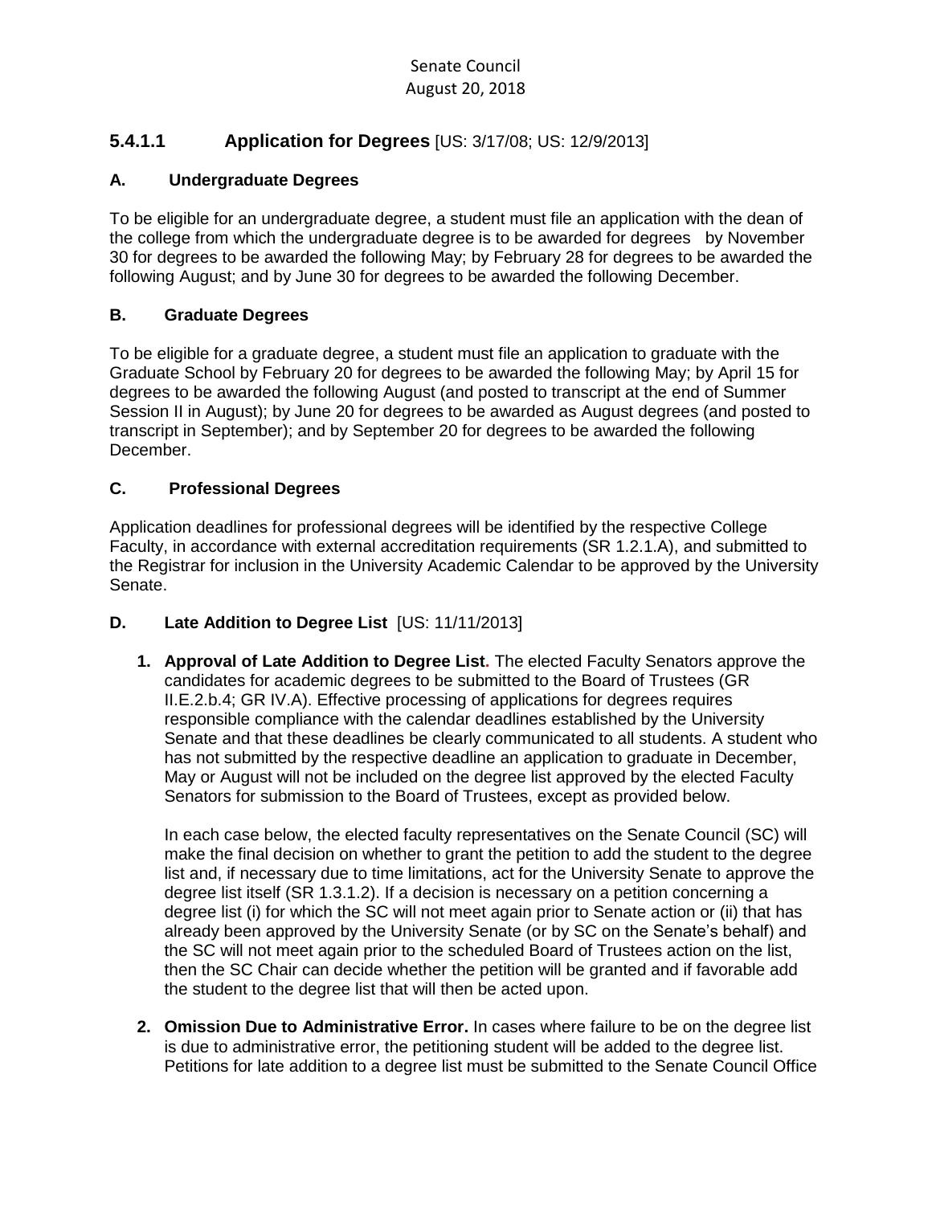Senate Council
August 20, 2018

## 5.4.1.1 Application for Degrees [US: 3/17/08; US: 12/9/2013]

### A. Undergraduate Degrees

To be eligible for an undergraduate degree, a student must file an application with the dean of the college from which the undergraduate degree is to be awarded for degrees by November 30 for degrees to be awarded the following May; by February 28 for degrees to be awarded the following August; and by June 30 for degrees to be awarded the following December.

### B. Graduate Degrees

To be eligible for a graduate degree, a student must file an application to graduate with the Graduate School by February 20 for degrees to be awarded the following May; by April 15 for degrees to be awarded the following August (and posted to transcript at the end of Summer Session II in August); by June 20 for degrees to be awarded as August degrees (and posted to transcript in September); and by September 20 for degrees to be awarded the following December.

### C. Professional Degrees

Application deadlines for professional degrees will be identified by the respective College Faculty, in accordance with external accreditation requirements (SR 1.2.1.A), and submitted to the Registrar for inclusion in the University Academic Calendar to be approved by the University Senate.

### D. Late Addition to Degree List [US: 11/11/2013]

1. **Approval of Late Addition to Degree List.** The elected Faculty Senators approve the candidates for academic degrees to be submitted to the Board of Trustees (GR II.E.2.b.4; GR IV.A). Effective processing of applications for degrees requires responsible compliance with the calendar deadlines established by the University Senate and that these deadlines be clearly communicated to all students. A student who has not submitted by the respective deadline an application to graduate in December, May or August will not be included on the degree list approved by the elected Faculty Senators for submission to the Board of Trustees, except as provided below.

   In each case below, the elected faculty representatives on the Senate Council (SC) will make the final decision on whether to grant the petition to add the student to the degree list and, if necessary due to time limitations, act for the University Senate to approve the degree list itself (SR 1.3.1.2). If a decision is necessary on a petition concerning a degree list (i) for which the SC will not meet again prior to Senate action or (ii) that has already been approved by the University Senate (or by SC on the Senate's behalf) and the SC will not meet again prior to the scheduled Board of Trustees action on the list, then the SC Chair can decide whether the petition will be granted and if favorable add the student to the degree list that will then be acted upon.

2. **Omission Due to Administrative Error.** In cases where failure to be on the degree list is due to administrative error, the petitioning student will be added to the degree list. Petitions for late addition to a degree list must be submitted to the Senate Council Office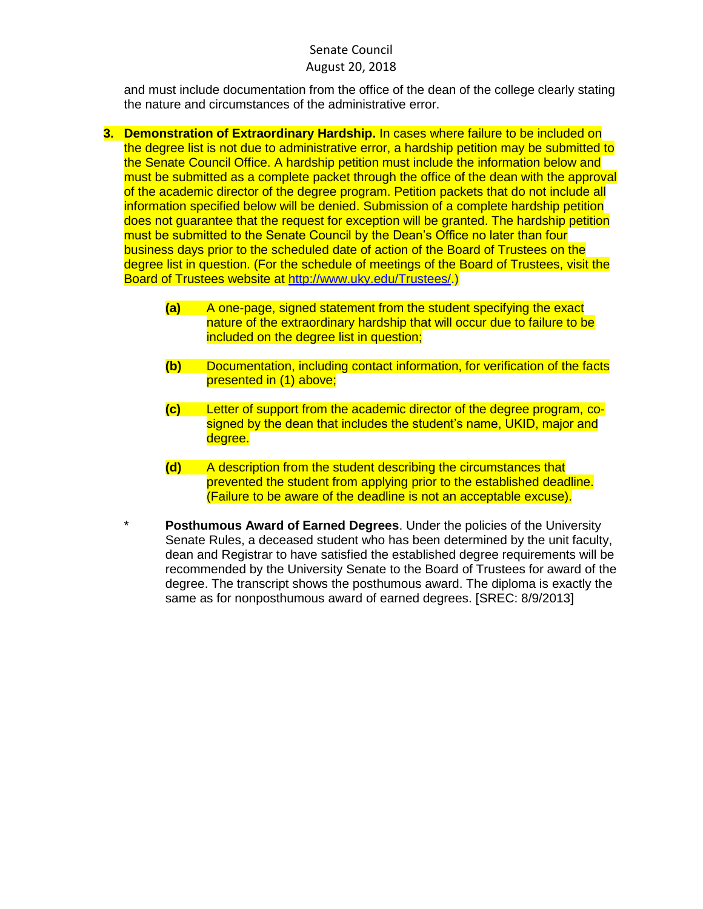and must include documentation from the office of the dean of the college clearly stating the nature and circumstances of the administrative error.

3. **Demonstration of Extraordinary Hardship.** In cases where failure to be included on the degree list is not due to administrative error, a hardship petition may be submitted to the Senate Council Office. A hardship petition must include the information below and must be submitted as a complete packet through the office of the dean with the approval of the academic director of the degree program. Petition packets that do not include all information specified below will be denied. Submission of a complete hardship petition does not guarantee that the request for exception will be granted. The hardship petition must be submitted to the Senate Council by the Dean's Office no later than four business days prior to the scheduled date of action of the Board of Trustees on the degree list in question. (For the schedule of meetings of the Board of Trustees, visit the Board of Trustees website at http://www.uky.edu/Trustees/.)

   **(a)** A one-page, signed statement from the student specifying the exact nature of the extraordinary hardship that will occur due to failure to be included on the degree list in question;

   **(b)** Documentation, including contact information, for verification of the facts presented in (1) above;

   **(c)** Letter of support from the academic director of the degree program, co-signed by the dean that includes the student's name, UKID, major and degree.

   **(d)** A description from the student describing the circumstances that prevented the student from applying prior to the established deadline. (Failure to be aware of the deadline is not an acceptable excuse).

\* **Posthumous Award of Earned Degrees**. Under the policies of the University Senate Rules, a deceased student who has been determined by the unit faculty, dean and Registrar to have satisfied the established degree requirements will be recommended by the University Senate to the Board of Trustees for award of the degree. The transcript shows the posthumous award. The diploma is exactly the same as for nonposthumous award of earned degrees. [SREC: 8/9/2013]